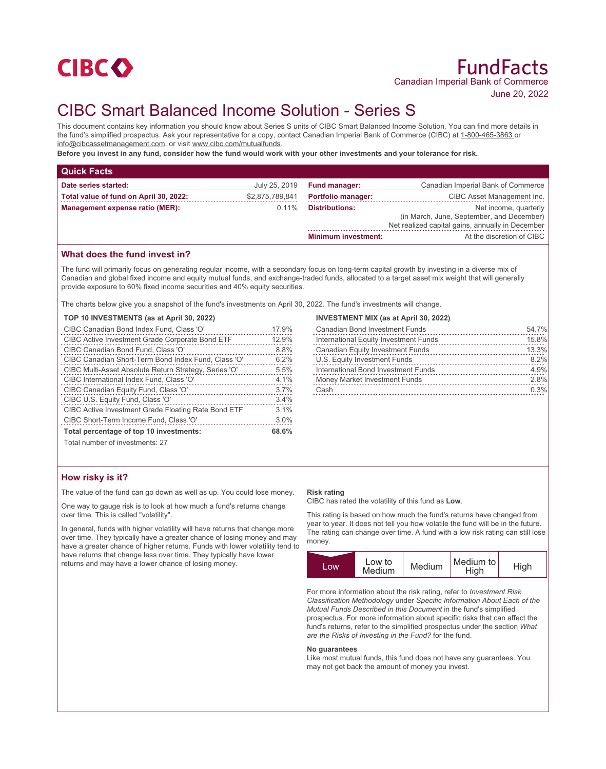CIBC

# FundFacts

Canadian Imperial Bank of Commerce

June 20, 2022

# CIBC Smart Balanced Income Solution - Series S

This document contains key information you should know about Series S units of CIBC Smart Balanced Income Solution. You can find more details in the fund's simplified prospectus. Ask your representative for a copy, contact Canadian Imperial Bank of Commerce (CIBC) at 1-800-465-3863 or info@cibcassetmanagement.com, or visit www.cibc.com/mutualfunds.

**Before you invest in any fund, consider how the fund would work with your other investments and your tolerance for risk.**

## Quick Facts

| | | | |
|---|---|---|---|
| **Date series started:** | July 25, 2019 | **Fund manager:** | Canadian Imperial Bank of Commerce |
| **Total value of fund on April 30, 2022:** | $2,875,789,841 | **Portfolio manager:** | CIBC Asset Management Inc. |
| **Management expense ratio (MER):** | 0.11% | **Distributions:** | Net income, quarterly (in March, June, September, and December) Net realized capital gains, annually in December |
| | | **Minimum investment:** | At the discretion of CIBC |

## What does the fund invest in?

The fund will primarily focus on generating regular income, with a secondary focus on long-term capital growth by investing in a diverse mix of Canadian and global fixed income and equity mutual funds, and exchange-traded funds, allocated to a target asset mix weight that will generally provide exposure to 60% fixed income securities and 40% equity securities.

The charts below give you a snapshot of the fund's investments on April 30, 2022. The fund's investments will change.

**TOP 10 INVESTMENTS (as at April 30, 2022)**

| Investment | % |
|---|---|
| CIBC Canadian Bond Index Fund, Class 'O' | 17.9% |
| CIBC Active Investment Grade Corporate Bond ETF | 12.9% |
| CIBC Canadian Bond Fund, Class 'O' | 8.8% |
| CIBC Canadian Short-Term Bond Index Fund, Class 'O' | 6.2% |
| CIBC Multi-Asset Absolute Return Strategy, Series 'O' | 5.5% |
| CIBC International Index Fund, Class 'O' | 4.1% |
| CIBC Canadian Equity Fund, Class 'O' | 3.7% |
| CIBC U.S. Equity Fund, Class 'O' | 3.4% |
| CIBC Active Investment Grade Floating Rate Bond ETF | 3.1% |
| CIBC Short-Term Income Fund, Class 'O' | 3.0% |
| **Total percentage of top 10 investments:** | **68.6%** |

Total number of investments: 27

**INVESTMENT MIX (as at April 30, 2022)**

| Investment | % |
|---|---|
| Canadian Bond Investment Funds | 54.7% |
| International Equity Investment Funds | 15.8% |
| Canadian Equity Investment Funds | 13.3% |
| U.S. Equity Investment Funds | 8.2% |
| International Bond Investment Funds | 4.9% |
| Money Market Investment Funds | 2.8% |
| Cash | 0.3% |

## How risky is it?

The value of the fund can go down as well as up. You could lose money.

One way to gauge risk is to look at how much a fund's returns change over time. This is called "volatility".

In general, funds with higher volatility will have returns that change more over time. They typically have a greater chance of losing money and may have a greater chance of higher returns. Funds with lower volatility tend to have returns that change less over time. They typically have lower returns and may have a lower chance of losing money.

**Risk rating**

CIBC has rated the volatility of this fund as **Low**.

This rating is based on how much the fund's returns have changed from year to year. It does not tell you how volatile the fund will be in the future. The rating can change over time. A fund with a low risk rating can still lose money.

| **Low** | Low to Medium | Medium | Medium to High | High |
|---|---|---|---|---|

For more information about the risk rating, refer to *Investment Risk Classification Methodology* under *Specific Information About Each of the Mutual Funds Described in this Document* in the fund's simplified prospectus. For more information about specific risks that can affect the fund's returns, refer to the simplified prospectus under the section *What are the Risks of Investing in the Fund?* for the fund.

**No guarantees**

Like most mutual funds, this fund does not have any guarantees. You may not get back the amount of money you invest.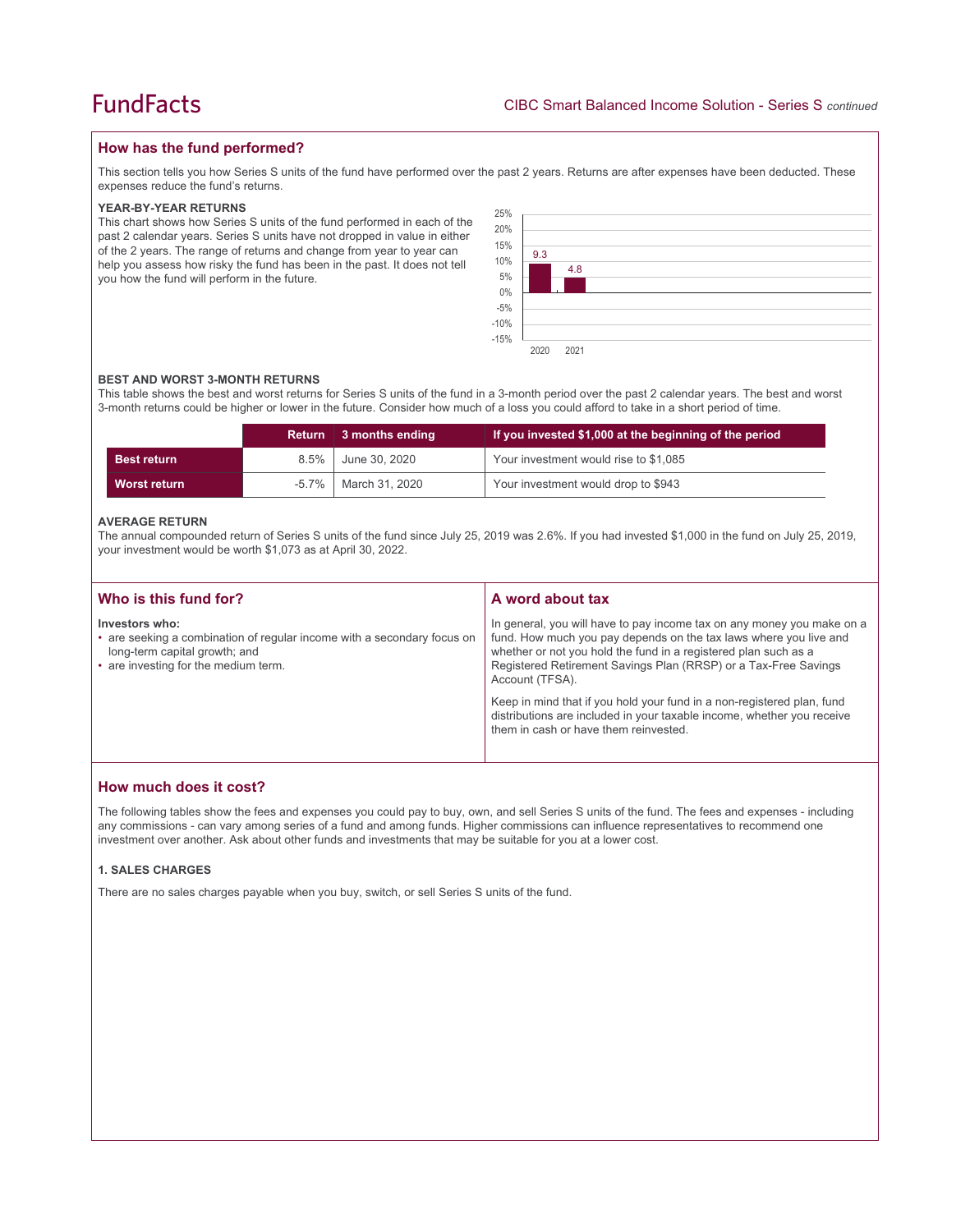## How has the fund performed?

This section tells you how Series S units of the fund have performed over the past 2 years. Returns are after expenses have been deducted. These expenses reduce the fund's returns.

### YEAR-BY-YEAR RETURNS

This chart shows how Series S units of the fund performed in each of the past 2 calendar years. Series S units have not dropped in value in either of the 2 years. The range of returns and change from year to year can help you assess how risky the fund has been in the past. It does not tell you how the fund will perform in the future.

| Year | Return (%) |
|---|---|
| 2020 | 9.3 |
| 2021 | 4.8 |

### BEST AND WORST 3-MONTH RETURNS

This table shows the best and worst returns for Series S units of the fund in a 3-month period over the past 2 calendar years. The best and worst 3-month returns could be higher or lower in the future. Consider how much of a loss you could afford to take in a short period of time.

| | Return | 3 months ending | If you invested $1,000 at the beginning of the period |
|---|---|---|---|
| **Best return** | 8.5% | June 30, 2020 | Your investment would rise to $1,085 |
| **Worst return** | -5.7% | March 31, 2020 | Your investment would drop to $943 |

### AVERAGE RETURN

The annual compounded return of Series S units of the fund since July 25, 2019 was 2.6%. If you had invested $1,000 in the fund on July 25, 2019, your investment would be worth $1,073 as at April 30, 2022.

## Who is this fund for?

**Investors who:**

- are seeking a combination of regular income with a secondary focus on long-term capital growth; and
- are investing for the medium term.

## A word about tax

In general, you will have to pay income tax on any money you make on a fund. How much you pay depends on the tax laws where you live and whether or not you hold the fund in a registered plan such as a Registered Retirement Savings Plan (RRSP) or a Tax-Free Savings Account (TFSA).

Keep in mind that if you hold your fund in a non-registered plan, fund distributions are included in your taxable income, whether you receive them in cash or have them reinvested.

## How much does it cost?

The following tables show the fees and expenses you could pay to buy, own, and sell Series S units of the fund. The fees and expenses - including any commissions - can vary among series of a fund and among funds. Higher commissions can influence representatives to recommend one investment over another. Ask about other funds and investments that may be suitable for you at a lower cost.

### 1. SALES CHARGES

There are no sales charges payable when you buy, switch, or sell Series S units of the fund.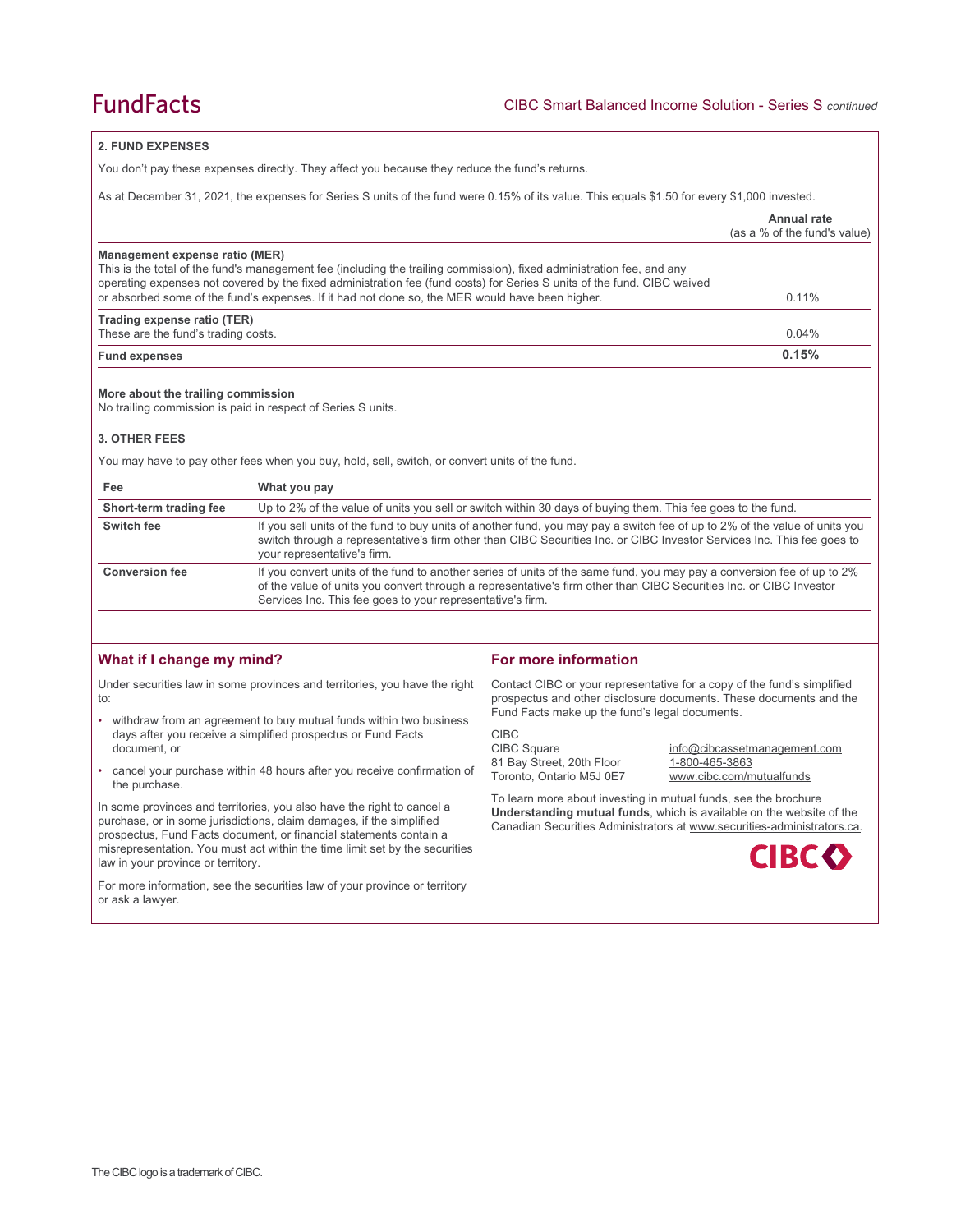## 2. FUND EXPENSES

You don't pay these expenses directly. They affect you because they reduce the fund's returns.

As at December 31, 2021, the expenses for Series S units of the fund were 0.15% of its value. This equals $1.50 for every $1,000 invested.

| | Annual rate (as a % of the fund's value) |
|---|---|
| **Management expense ratio (MER)**<br>This is the total of the fund's management fee (including the trailing commission), fixed administration fee, and any operating expenses not covered by the fixed administration fee (fund costs) for Series S units of the fund. CIBC waived or absorbed some of the fund's expenses. If it had not done so, the MER would have been higher. | 0.11% |
| **Trading expense ratio (TER)**<br>These are the fund's trading costs. | 0.04% |
| **Fund expenses** | **0.15%** |

**More about the trailing commission**
No trailing commission is paid in respect of Series S units.

## 3. OTHER FEES

You may have to pay other fees when you buy, hold, sell, switch, or convert units of the fund.

| Fee | What you pay |
|---|---|
| **Short-term trading fee** | Up to 2% of the value of units you sell or switch within 30 days of buying them. This fee goes to the fund. |
| **Switch fee** | If you sell units of the fund to buy units of another fund, you may pay a switch fee of up to 2% of the value of units you switch through a representative's firm other than CIBC Securities Inc. or CIBC Investor Services Inc. This fee goes to your representative's firm. |
| **Conversion fee** | If you convert units of the fund to another series of units of the same fund, you may pay a conversion fee of up to 2% of the value of units you convert through a representative's firm other than CIBC Securities Inc. or CIBC Investor Services Inc. This fee goes to your representative's firm. |

## What if I change my mind?

Under securities law in some provinces and territories, you have the right to:

- withdraw from an agreement to buy mutual funds within two business days after you receive a simplified prospectus or Fund Facts document, or
- cancel your purchase within 48 hours after you receive confirmation of the purchase.

In some provinces and territories, you also have the right to cancel a purchase, or in some jurisdictions, claim damages, if the simplified prospectus, Fund Facts document, or financial statements contain a misrepresentation. You must act within the time limit set by the securities law in your province or territory.

For more information, see the securities law of your province or territory or ask a lawyer.

## For more information

Contact CIBC or your representative for a copy of the fund's simplified prospectus and other disclosure documents. These documents and the Fund Facts make up the fund's legal documents.

CIBC
CIBC Square
81 Bay Street, 20th Floor
Toronto, Ontario M5J 0E7

info@cibcassetmanagement.com
1-800-465-3863
www.cibc.com/mutualfunds

To learn more about investing in mutual funds, see the brochure **Understanding mutual funds**, which is available on the website of the Canadian Securities Administrators at www.securities-administrators.ca.

The CIBC logo is a trademark of CIBC.